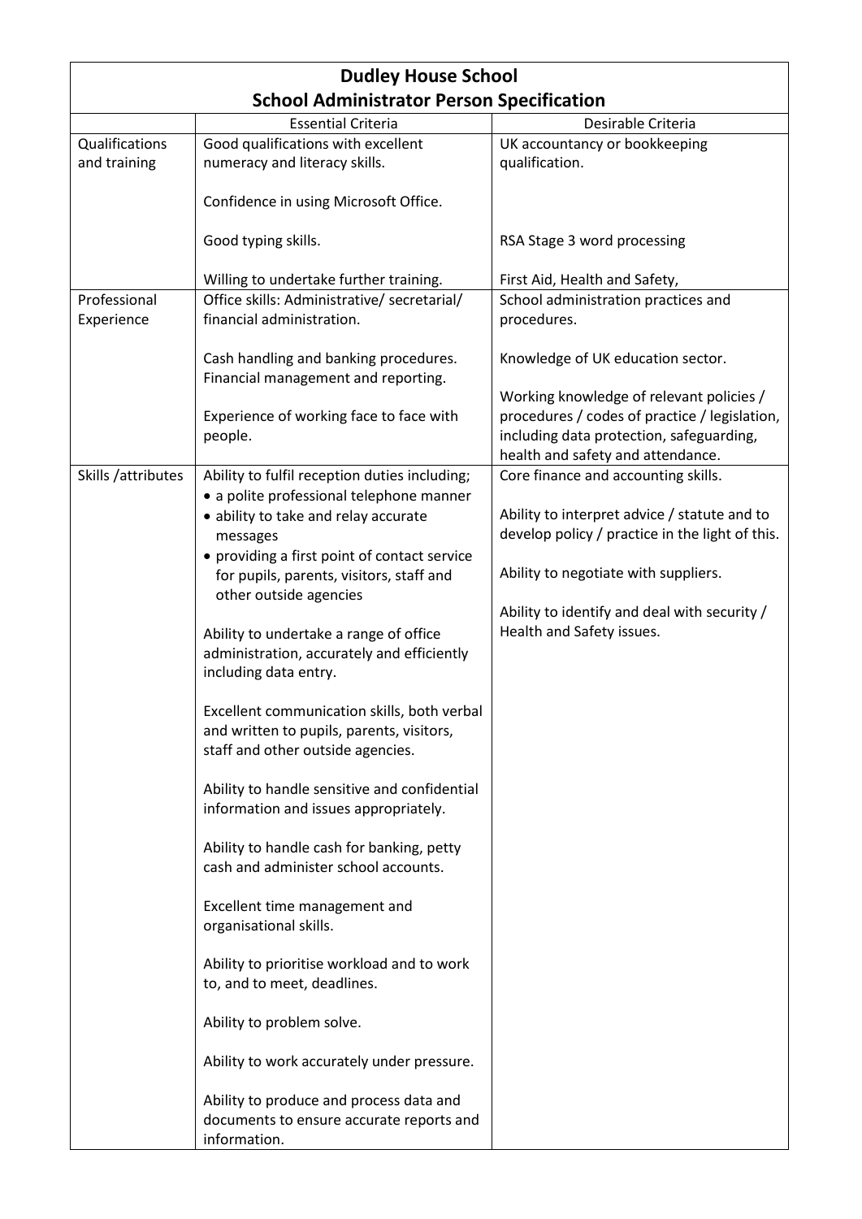# Dudley House School
## School Administrator Person Specification

| | Essential Criteria | Desirable Criteria |
|---|---|---|
| Qualifications and training | Good qualifications with excellent numeracy and literacy skills.<br><br>Confidence in using Microsoft Office.<br><br>Good typing skills.<br><br>Willing to undertake further training. | UK accountancy or bookkeeping qualification.<br><br>RSA Stage 3 word processing<br><br>First Aid, Health and Safety, |
| Professional Experience | Office skills: Administrative/ secretarial/ financial administration.<br><br>Cash handling and banking procedures. Financial management and reporting.<br><br>Experience of working face to face with people. | School administration practices and procedures.<br><br>Knowledge of UK education sector.<br><br>Working knowledge of relevant policies / procedures / codes of practice / legislation, including data protection, safeguarding, health and safety and attendance. |
| Skills /attributes | Ability to fulfil reception duties including;<br>• a polite professional telephone manner<br>• ability to take and relay accurate messages<br>• providing a first point of contact service for pupils, parents, visitors, staff and other outside agencies<br><br>Ability to undertake a range of office administration, accurately and efficiently including data entry.<br><br>Excellent communication skills, both verbal and written to pupils, parents, visitors, staff and other outside agencies.<br><br>Ability to handle sensitive and confidential information and issues appropriately.<br><br>Ability to handle cash for banking, petty cash and administer school accounts.<br><br>Excellent time management and organisational skills.<br><br>Ability to prioritise workload and to work to, and to meet, deadlines.<br><br>Ability to problem solve.<br><br>Ability to work accurately under pressure.<br><br>Ability to produce and process data and documents to ensure accurate reports and information. | Core finance and accounting skills.<br><br>Ability to interpret advice / statute and to develop policy / practice in the light of this.<br><br>Ability to negotiate with suppliers.<br><br>Ability to identify and deal with security / Health and Safety issues. |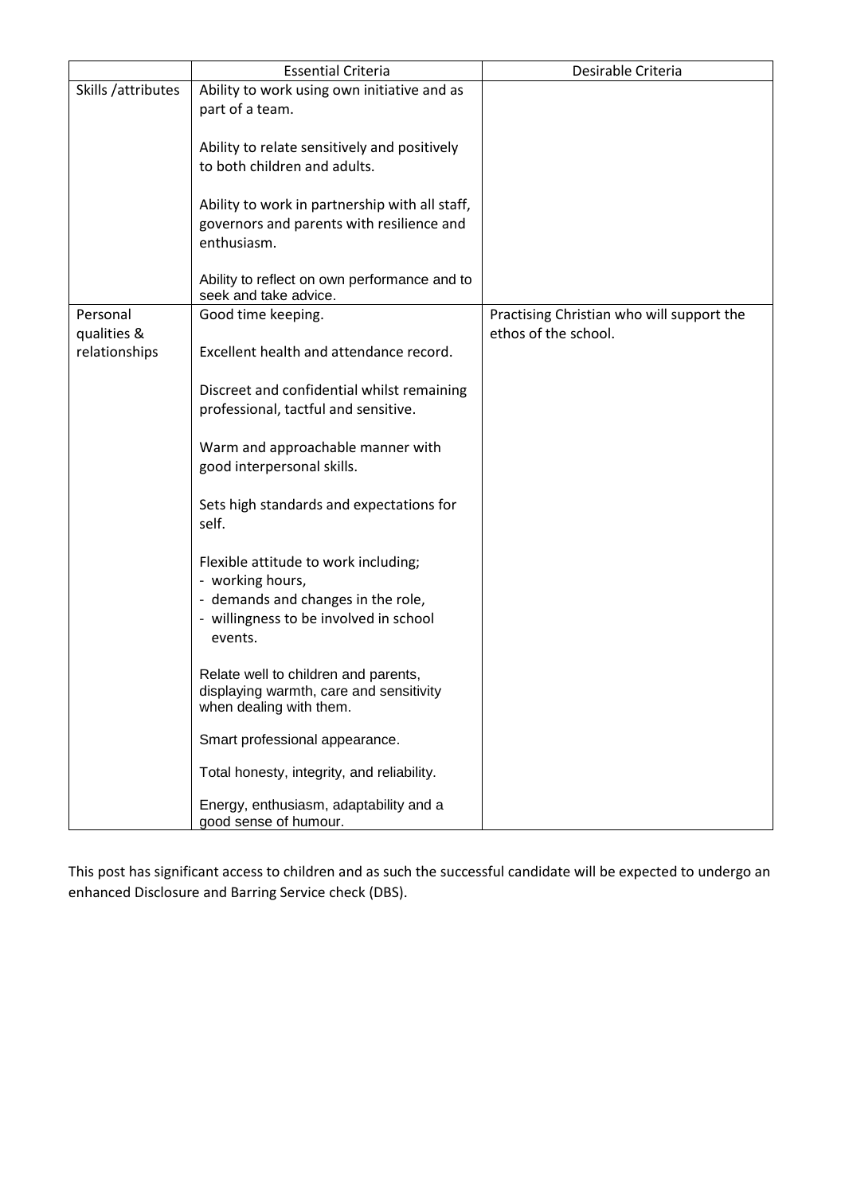| | Essential Criteria | Desirable Criteria |
|---|---|---|
| Skills /attributes | Ability to work using own initiative and as part of a team.<br><br>Ability to relate sensitively and positively to both children and adults.<br><br>Ability to work in partnership with all staff, governors and parents with resilience and enthusiasm.<br><br>Ability to reflect on own performance and to seek and take advice. | |
| Personal qualities & relationships | Good time keeping.<br><br>Excellent health and attendance record.<br><br>Discreet and confidential whilst remaining professional, tactful and sensitive.<br><br>Warm and approachable manner with good interpersonal skills.<br><br>Sets high standards and expectations for self.<br><br>Flexible attitude to work including;<br>- working hours,<br>- demands and changes in the role,<br>- willingness to be involved in school events.<br><br>Relate well to children and parents, displaying warmth, care and sensitivity when dealing with them.<br><br>Smart professional appearance.<br><br>Total honesty, integrity, and reliability.<br><br>Energy, enthusiasm, adaptability and a good sense of humour. | Practising Christian who will support the ethos of the school. |

This post has significant access to children and as such the successful candidate will be expected to undergo an enhanced Disclosure and Barring Service check (DBS).